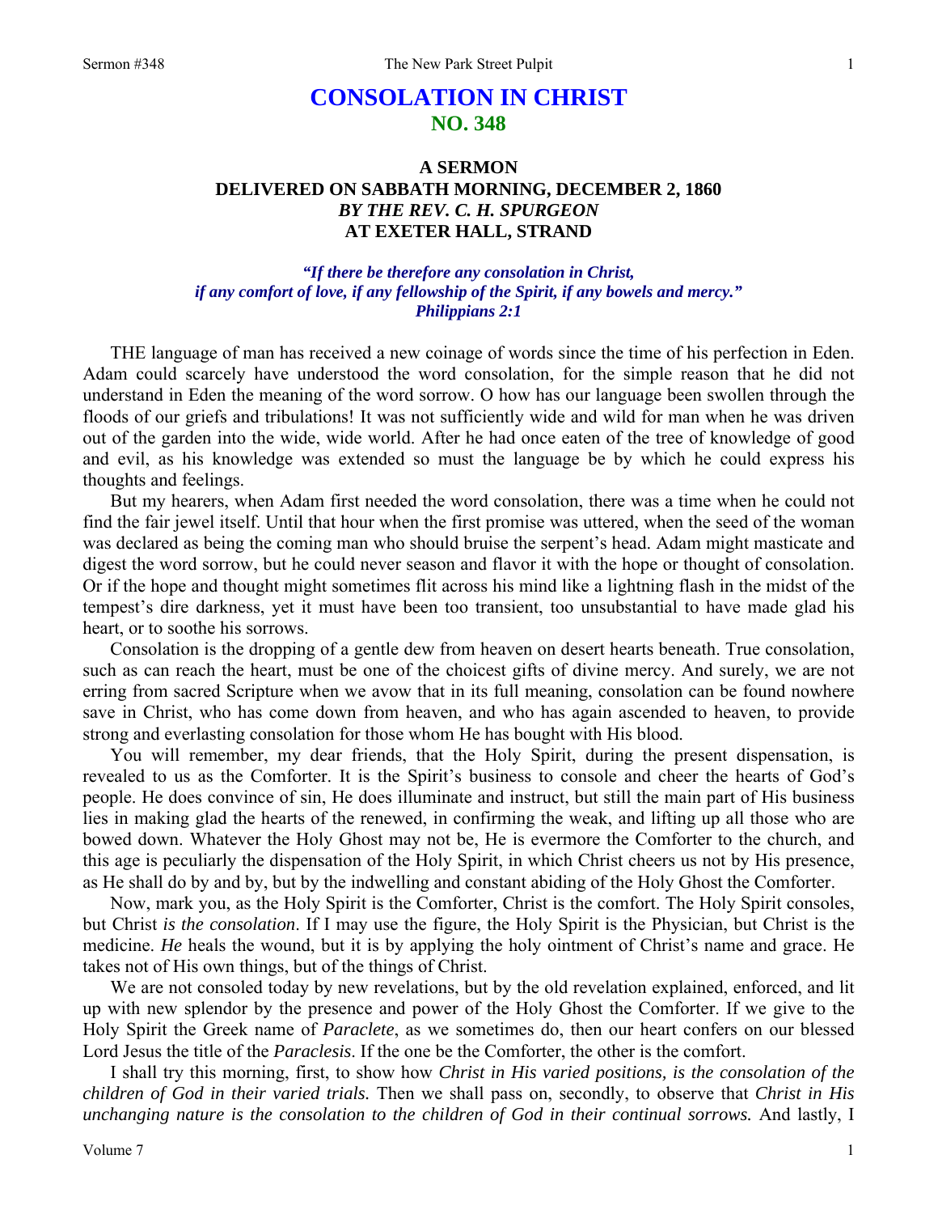# CONSOLATION IN CHRIST
## NO. 348

### A SERMON
### DELIVERED ON SABBATH MORNING, DECEMBER 2, 1860
### *BY THE REV. C. H. SPURGEON*
### AT EXETER HALL, STRAND

***"If there be therefore any consolation in Christ, if any comfort of love, if any fellowship of the Spirit, if any bowels and mercy." Philippians 2:1***

THE language of man has received a new coinage of words since the time of his perfection in Eden. Adam could scarcely have understood the word consolation, for the simple reason that he did not understand in Eden the meaning of the word sorrow. O how has our language been swollen through the floods of our griefs and tribulations! It was not sufficiently wide and wild for man when he was driven out of the garden into the wide, wide world. After he had once eaten of the tree of knowledge of good and evil, as his knowledge was extended so must the language be by which he could express his thoughts and feelings.

But my hearers, when Adam first needed the word consolation, there was a time when he could not find the fair jewel itself. Until that hour when the first promise was uttered, when the seed of the woman was declared as being the coming man who should bruise the serpent's head. Adam might masticate and digest the word sorrow, but he could never season and flavor it with the hope or thought of consolation. Or if the hope and thought might sometimes flit across his mind like a lightning flash in the midst of the tempest's dire darkness, yet it must have been too transient, too unsubstantial to have made glad his heart, or to soothe his sorrows.

Consolation is the dropping of a gentle dew from heaven on desert hearts beneath. True consolation, such as can reach the heart, must be one of the choicest gifts of divine mercy. And surely, we are not erring from sacred Scripture when we avow that in its full meaning, consolation can be found nowhere save in Christ, who has come down from heaven, and who has again ascended to heaven, to provide strong and everlasting consolation for those whom He has bought with His blood.

You will remember, my dear friends, that the Holy Spirit, during the present dispensation, is revealed to us as the Comforter. It is the Spirit's business to console and cheer the hearts of God's people. He does convince of sin, He does illuminate and instruct, but still the main part of His business lies in making glad the hearts of the renewed, in confirming the weak, and lifting up all those who are bowed down. Whatever the Holy Ghost may not be, He is evermore the Comforter to the church, and this age is peculiarly the dispensation of the Holy Spirit, in which Christ cheers us not by His presence, as He shall do by and by, but by the indwelling and constant abiding of the Holy Ghost the Comforter.

Now, mark you, as the Holy Spirit is the Comforter, Christ is the comfort. The Holy Spirit consoles, but Christ *is the consolation*. If I may use the figure, the Holy Spirit is the Physician, but Christ is the medicine. *He* heals the wound, but it is by applying the holy ointment of Christ's name and grace. He takes not of His own things, but of the things of Christ.

We are not consoled today by new revelations, but by the old revelation explained, enforced, and lit up with new splendor by the presence and power of the Holy Ghost the Comforter. If we give to the Holy Spirit the Greek name of *Paraclete*, as we sometimes do, then our heart confers on our blessed Lord Jesus the title of the *Paraclesis*. If the one be the Comforter, the other is the comfort.

I shall try this morning, first, to show how *Christ in His varied positions, is the consolation of the children of God in their varied trials.* Then we shall pass on, secondly, to observe that *Christ in His unchanging nature is the consolation to the children of God in their continual sorrows.* And lastly, I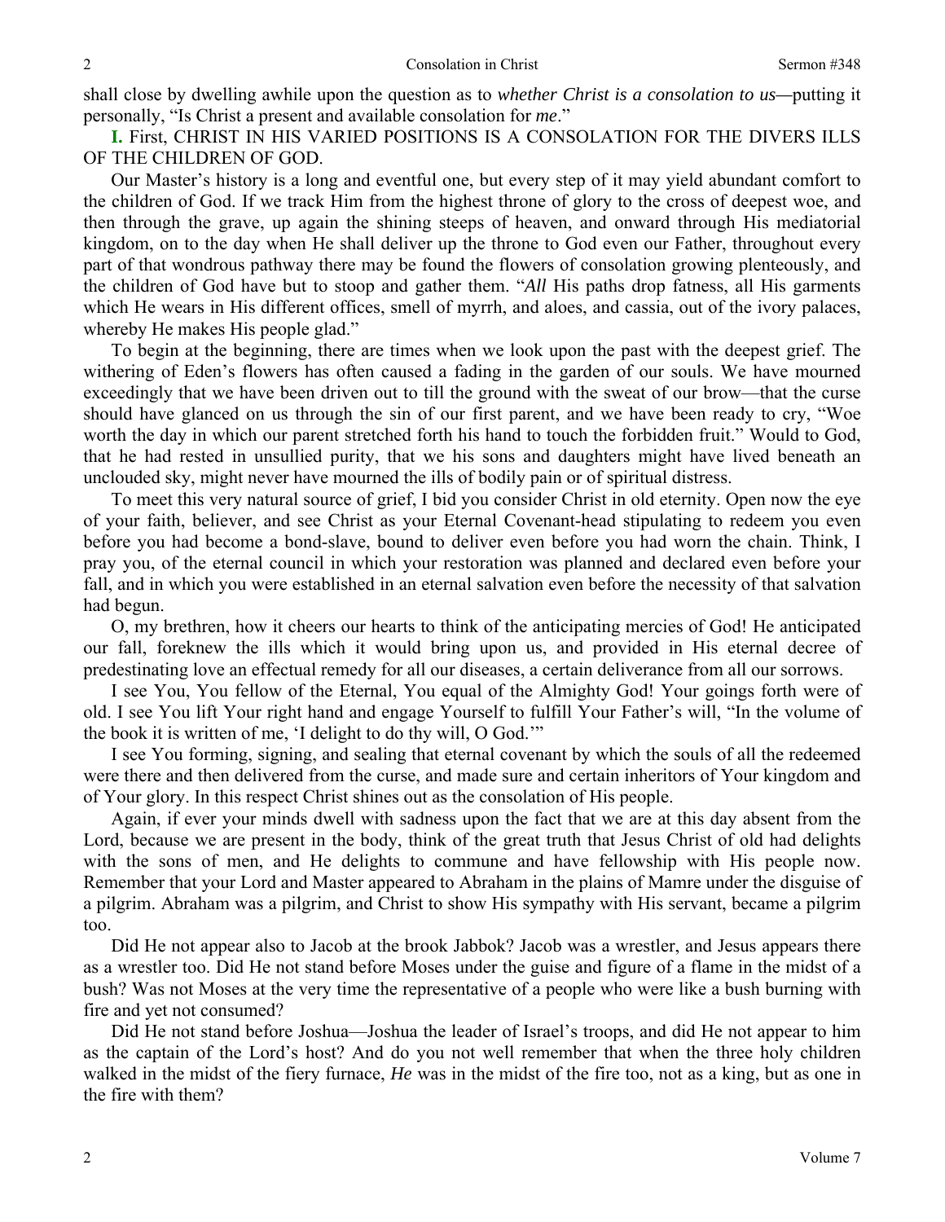shall close by dwelling awhile upon the question as to *whether Christ is a consolation to us—*putting it personally, "Is Christ a present and available consolation for *me*."

**I.** First, CHRIST IN HIS VARIED POSITIONS IS A CONSOLATION FOR THE DIVERS ILLS OF THE CHILDREN OF GOD.

Our Master's history is a long and eventful one, but every step of it may yield abundant comfort to the children of God. If we track Him from the highest throne of glory to the cross of deepest woe, and then through the grave, up again the shining steeps of heaven, and onward through His mediatorial kingdom, on to the day when He shall deliver up the throne to God even our Father, throughout every part of that wondrous pathway there may be found the flowers of consolation growing plenteously, and the children of God have but to stoop and gather them. "*All* His paths drop fatness, all His garments which He wears in His different offices, smell of myrrh, and aloes, and cassia, out of the ivory palaces, whereby He makes His people glad."

To begin at the beginning, there are times when we look upon the past with the deepest grief. The withering of Eden's flowers has often caused a fading in the garden of our souls. We have mourned exceedingly that we have been driven out to till the ground with the sweat of our brow—that the curse should have glanced on us through the sin of our first parent, and we have been ready to cry, "Woe worth the day in which our parent stretched forth his hand to touch the forbidden fruit." Would to God, that he had rested in unsullied purity, that we his sons and daughters might have lived beneath an unclouded sky, might never have mourned the ills of bodily pain or of spiritual distress.

To meet this very natural source of grief, I bid you consider Christ in old eternity. Open now the eye of your faith, believer, and see Christ as your Eternal Covenant-head stipulating to redeem you even before you had become a bond-slave, bound to deliver even before you had worn the chain. Think, I pray you, of the eternal council in which your restoration was planned and declared even before your fall, and in which you were established in an eternal salvation even before the necessity of that salvation had begun.

O, my brethren, how it cheers our hearts to think of the anticipating mercies of God! He anticipated our fall, foreknew the ills which it would bring upon us, and provided in His eternal decree of predestinating love an effectual remedy for all our diseases, a certain deliverance from all our sorrows.

I see You, You fellow of the Eternal, You equal of the Almighty God! Your goings forth were of old. I see You lift Your right hand and engage Yourself to fulfill Your Father's will, "In the volume of the book it is written of me, 'I delight to do thy will, O God.'"

I see You forming, signing, and sealing that eternal covenant by which the souls of all the redeemed were there and then delivered from the curse, and made sure and certain inheritors of Your kingdom and of Your glory. In this respect Christ shines out as the consolation of His people.

Again, if ever your minds dwell with sadness upon the fact that we are at this day absent from the Lord, because we are present in the body, think of the great truth that Jesus Christ of old had delights with the sons of men, and He delights to commune and have fellowship with His people now. Remember that your Lord and Master appeared to Abraham in the plains of Mamre under the disguise of a pilgrim. Abraham was a pilgrim, and Christ to show His sympathy with His servant, became a pilgrim too.

Did He not appear also to Jacob at the brook Jabbok? Jacob was a wrestler, and Jesus appears there as a wrestler too. Did He not stand before Moses under the guise and figure of a flame in the midst of a bush? Was not Moses at the very time the representative of a people who were like a bush burning with fire and yet not consumed?

Did He not stand before Joshua—Joshua the leader of Israel's troops, and did He not appear to him as the captain of the Lord's host? And do you not well remember that when the three holy children walked in the midst of the fiery furnace, *He* was in the midst of the fire too, not as a king, but as one in the fire with them?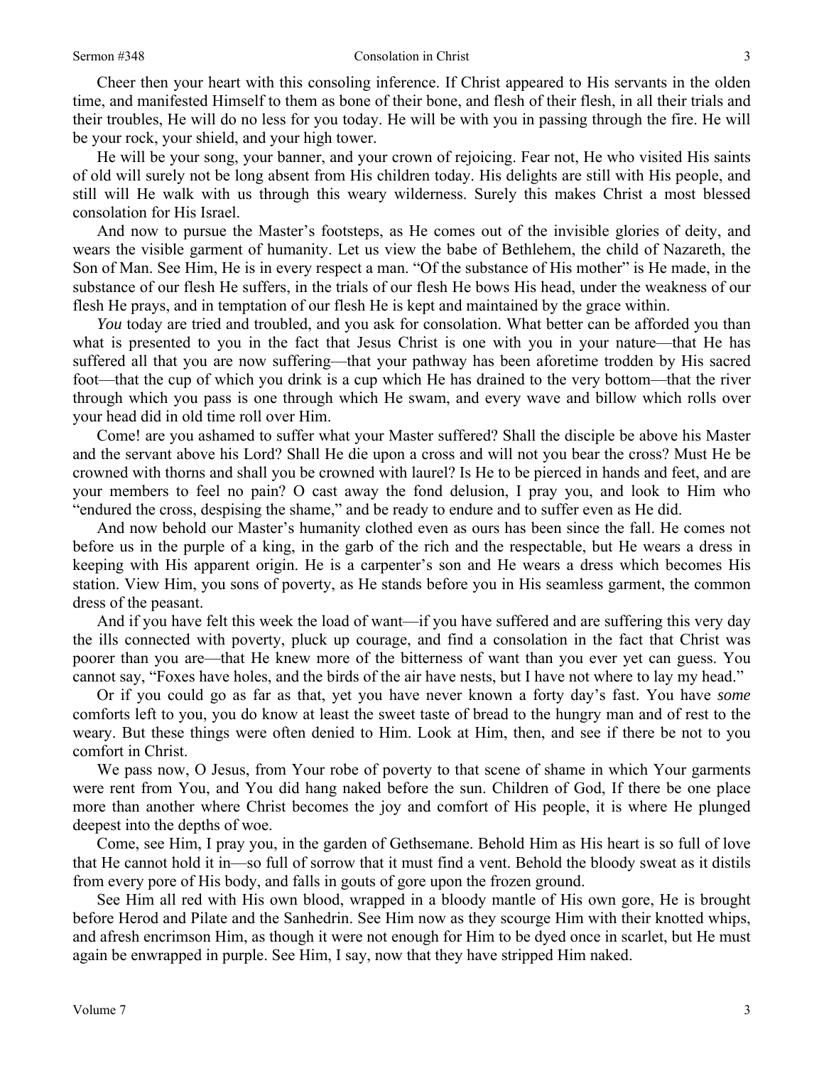Cheer then your heart with this consoling inference. If Christ appeared to His servants in the olden time, and manifested Himself to them as bone of their bone, and flesh of their flesh, in all their trials and their troubles, He will do no less for you today. He will be with you in passing through the fire. He will be your rock, your shield, and your high tower.

He will be your song, your banner, and your crown of rejoicing. Fear not, He who visited His saints of old will surely not be long absent from His children today. His delights are still with His people, and still will He walk with us through this weary wilderness. Surely this makes Christ a most blessed consolation for His Israel.

And now to pursue the Master's footsteps, as He comes out of the invisible glories of deity, and wears the visible garment of humanity. Let us view the babe of Bethlehem, the child of Nazareth, the Son of Man. See Him, He is in every respect a man. "Of the substance of His mother" is He made, in the substance of our flesh He suffers, in the trials of our flesh He bows His head, under the weakness of our flesh He prays, and in temptation of our flesh He is kept and maintained by the grace within.

*You* today are tried and troubled, and you ask for consolation. What better can be afforded you than what is presented to you in the fact that Jesus Christ is one with you in your nature—that He has suffered all that you are now suffering—that your pathway has been aforetime trodden by His sacred foot—that the cup of which you drink is a cup which He has drained to the very bottom—that the river through which you pass is one through which He swam, and every wave and billow which rolls over your head did in old time roll over Him.

Come! are you ashamed to suffer what your Master suffered? Shall the disciple be above his Master and the servant above his Lord? Shall He die upon a cross and will not you bear the cross? Must He be crowned with thorns and shall you be crowned with laurel? Is He to be pierced in hands and feet, and are your members to feel no pain? O cast away the fond delusion, I pray you, and look to Him who "endured the cross, despising the shame," and be ready to endure and to suffer even as He did.

And now behold our Master's humanity clothed even as ours has been since the fall. He comes not before us in the purple of a king, in the garb of the rich and the respectable, but He wears a dress in keeping with His apparent origin. He is a carpenter's son and He wears a dress which becomes His station. View Him, you sons of poverty, as He stands before you in His seamless garment, the common dress of the peasant.

And if you have felt this week the load of want—if you have suffered and are suffering this very day the ills connected with poverty, pluck up courage, and find a consolation in the fact that Christ was poorer than you are—that He knew more of the bitterness of want than you ever yet can guess. You cannot say, "Foxes have holes, and the birds of the air have nests, but I have not where to lay my head."

Or if you could go as far as that, yet you have never known a forty day's fast. You have *some* comforts left to you, you do know at least the sweet taste of bread to the hungry man and of rest to the weary. But these things were often denied to Him. Look at Him, then, and see if there be not to you comfort in Christ.

We pass now, O Jesus, from Your robe of poverty to that scene of shame in which Your garments were rent from You, and You did hang naked before the sun. Children of God, If there be one place more than another where Christ becomes the joy and comfort of His people, it is where He plunged deepest into the depths of woe.

Come, see Him, I pray you, in the garden of Gethsemane. Behold Him as His heart is so full of love that He cannot hold it in—so full of sorrow that it must find a vent. Behold the bloody sweat as it distils from every pore of His body, and falls in gouts of gore upon the frozen ground.

See Him all red with His own blood, wrapped in a bloody mantle of His own gore, He is brought before Herod and Pilate and the Sanhedrin. See Him now as they scourge Him with their knotted whips, and afresh encrimson Him, as though it were not enough for Him to be dyed once in scarlet, but He must again be enwrapped in purple. See Him, I say, now that they have stripped Him naked.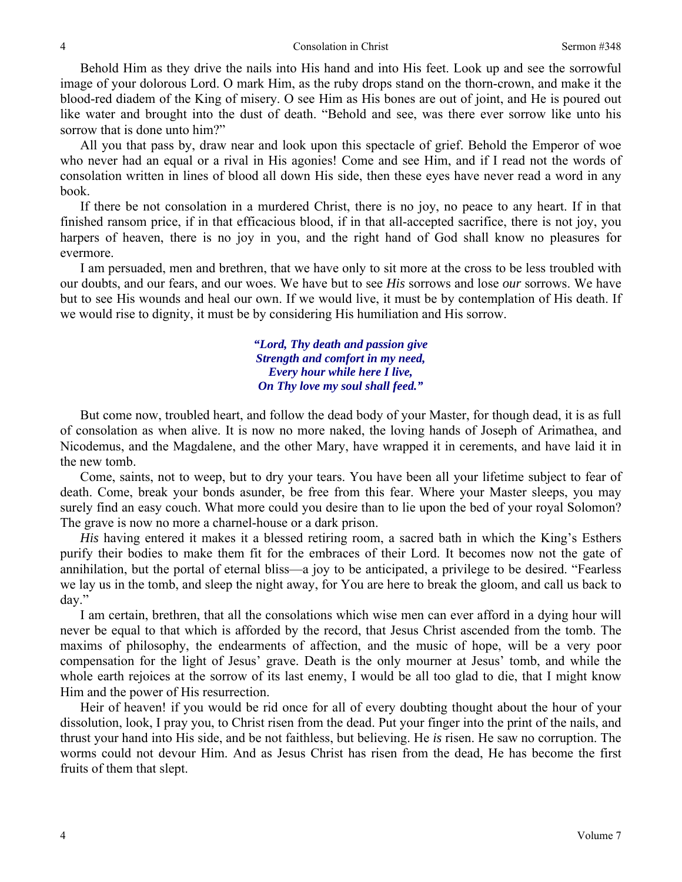Behold Him as they drive the nails into His hand and into His feet. Look up and see the sorrowful image of your dolorous Lord. O mark Him, as the ruby drops stand on the thorn-crown, and make it the blood-red diadem of the King of misery. O see Him as His bones are out of joint, and He is poured out like water and brought into the dust of death. "Behold and see, was there ever sorrow like unto his sorrow that is done unto him?"

All you that pass by, draw near and look upon this spectacle of grief. Behold the Emperor of woe who never had an equal or a rival in His agonies! Come and see Him, and if I read not the words of consolation written in lines of blood all down His side, then these eyes have never read a word in any book.

If there be not consolation in a murdered Christ, there is no joy, no peace to any heart. If in that finished ransom price, if in that efficacious blood, if in that all-accepted sacrifice, there is not joy, you harpers of heaven, there is no joy in you, and the right hand of God shall know no pleasures for evermore.

I am persuaded, men and brethren, that we have only to sit more at the cross to be less troubled with our doubts, and our fears, and our woes. We have but to see *His* sorrows and lose *our* sorrows. We have but to see His wounds and heal our own. If we would live, it must be by contemplation of His death. If we would rise to dignity, it must be by considering His humiliation and His sorrow.

> ***"Lord, Thy death and passion give***
> ***Strength and comfort in my need,***
> ***Every hour while here I live,***
> ***On Thy love my soul shall feed."***

But come now, troubled heart, and follow the dead body of your Master, for though dead, it is as full of consolation as when alive. It is now no more naked, the loving hands of Joseph of Arimathea, and Nicodemus, and the Magdalene, and the other Mary, have wrapped it in cerements, and have laid it in the new tomb.

Come, saints, not to weep, but to dry your tears. You have been all your lifetime subject to fear of death. Come, break your bonds asunder, be free from this fear. Where your Master sleeps, you may surely find an easy couch. What more could you desire than to lie upon the bed of your royal Solomon? The grave is now no more a charnel-house or a dark prison.

*His* having entered it makes it a blessed retiring room, a sacred bath in which the King's Esthers purify their bodies to make them fit for the embraces of their Lord. It becomes now not the gate of annihilation, but the portal of eternal bliss—a joy to be anticipated, a privilege to be desired. "Fearless we lay us in the tomb, and sleep the night away, for You are here to break the gloom, and call us back to day."

I am certain, brethren, that all the consolations which wise men can ever afford in a dying hour will never be equal to that which is afforded by the record, that Jesus Christ ascended from the tomb. The maxims of philosophy, the endearments of affection, and the music of hope, will be a very poor compensation for the light of Jesus' grave. Death is the only mourner at Jesus' tomb, and while the whole earth rejoices at the sorrow of its last enemy, I would be all too glad to die, that I might know Him and the power of His resurrection.

Heir of heaven! if you would be rid once for all of every doubting thought about the hour of your dissolution, look, I pray you, to Christ risen from the dead. Put your finger into the print of the nails, and thrust your hand into His side, and be not faithless, but believing. He *is* risen. He saw no corruption. The worms could not devour Him. And as Jesus Christ has risen from the dead, He has become the first fruits of them that slept.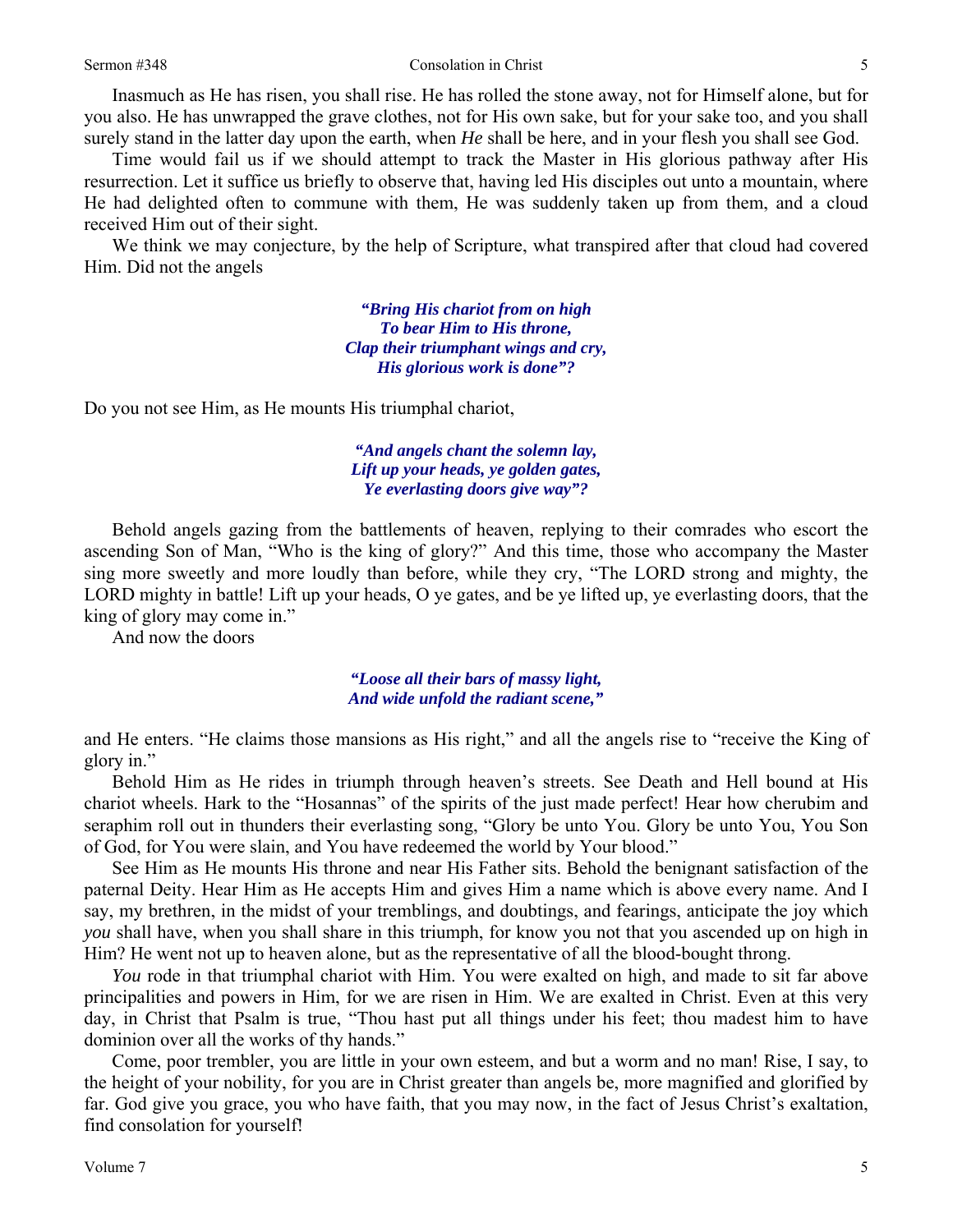Inasmuch as He has risen, you shall rise. He has rolled the stone away, not for Himself alone, but for you also. He has unwrapped the grave clothes, not for His own sake, but for your sake too, and you shall surely stand in the latter day upon the earth, when *He* shall be here, and in your flesh you shall see God.

Time would fail us if we should attempt to track the Master in His glorious pathway after His resurrection. Let it suffice us briefly to observe that, having led His disciples out unto a mountain, where He had delighted often to commune with them, He was suddenly taken up from them, and a cloud received Him out of their sight.

We think we may conjecture, by the help of Scripture, what transpired after that cloud had covered Him. Did not the angels

> ***"Bring His chariot from on high***
> ***To bear Him to His throne,***
> ***Clap their triumphant wings and cry,***
> ***His glorious work is done"?***

Do you not see Him, as He mounts His triumphal chariot,

> ***"And angels chant the solemn lay,***
> ***Lift up your heads, ye golden gates,***
> ***Ye everlasting doors give way"?***

Behold angels gazing from the battlements of heaven, replying to their comrades who escort the ascending Son of Man, "Who is the king of glory?" And this time, those who accompany the Master sing more sweetly and more loudly than before, while they cry, "The LORD strong and mighty, the LORD mighty in battle! Lift up your heads, O ye gates, and be ye lifted up, ye everlasting doors, that the king of glory may come in."

And now the doors

> ***"Loose all their bars of massy light,***
> ***And wide unfold the radiant scene,"***

and He enters. "He claims those mansions as His right," and all the angels rise to "receive the King of glory in."

Behold Him as He rides in triumph through heaven's streets. See Death and Hell bound at His chariot wheels. Hark to the "Hosannas" of the spirits of the just made perfect! Hear how cherubim and seraphim roll out in thunders their everlasting song, "Glory be unto You. Glory be unto You, You Son of God, for You were slain, and You have redeemed the world by Your blood."

See Him as He mounts His throne and near His Father sits. Behold the benignant satisfaction of the paternal Deity. Hear Him as He accepts Him and gives Him a name which is above every name. And I say, my brethren, in the midst of your tremblings, and doubtings, and fearings, anticipate the joy which *you* shall have, when you shall share in this triumph, for know you not that you ascended up on high in Him? He went not up to heaven alone, but as the representative of all the blood-bought throng.

*You* rode in that triumphal chariot with Him. You were exalted on high, and made to sit far above principalities and powers in Him, for we are risen in Him. We are exalted in Christ. Even at this very day, in Christ that Psalm is true, "Thou hast put all things under his feet; thou madest him to have dominion over all the works of thy hands."

Come, poor trembler, you are little in your own esteem, and but a worm and no man! Rise, I say, to the height of your nobility, for you are in Christ greater than angels be, more magnified and glorified by far. God give you grace, you who have faith, that you may now, in the fact of Jesus Christ's exaltation, find consolation for yourself!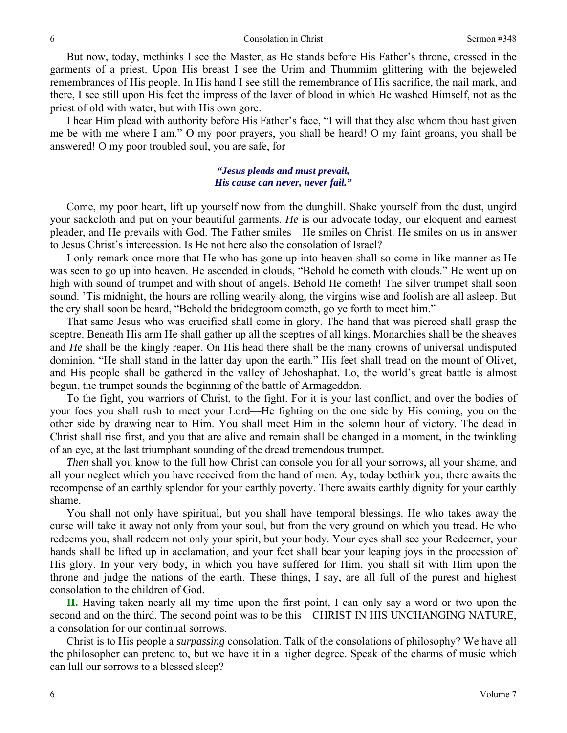But now, today, methinks I see the Master, as He stands before His Father's throne, dressed in the garments of a priest. Upon His breast I see the Urim and Thummim glittering with the bejeweled remembrances of His people. In His hand I see still the remembrance of His sacrifice, the nail mark, and there, I see still upon His feet the impress of the laver of blood in which He washed Himself, not as the priest of old with water, but with His own gore.

I hear Him plead with authority before His Father's face, "I will that they also whom thou hast given me be with me where I am." O my poor prayers, you shall be heard! O my faint groans, you shall be answered! O my poor troubled soul, you are safe, for

> ***"Jesus pleads and must prevail,***
> ***His cause can never, never fail."***

Come, my poor heart, lift up yourself now from the dunghill. Shake yourself from the dust, ungird your sackcloth and put on your beautiful garments. *He* is our advocate today, our eloquent and earnest pleader, and He prevails with God. The Father smiles—He smiles on Christ. He smiles on us in answer to Jesus Christ's intercession. Is He not here also the consolation of Israel?

I only remark once more that He who has gone up into heaven shall so come in like manner as He was seen to go up into heaven. He ascended in clouds, "Behold he cometh with clouds." He went up on high with sound of trumpet and with shout of angels. Behold He cometh! The silver trumpet shall soon sound. 'Tis midnight, the hours are rolling wearily along, the virgins wise and foolish are all asleep. But the cry shall soon be heard, "Behold the bridegroom cometh, go ye forth to meet him."

That same Jesus who was crucified shall come in glory. The hand that was pierced shall grasp the sceptre. Beneath His arm He shall gather up all the sceptres of all kings. Monarchies shall be the sheaves and *He* shall be the kingly reaper. On His head there shall be the many crowns of universal undisputed dominion. "He shall stand in the latter day upon the earth." His feet shall tread on the mount of Olivet, and His people shall be gathered in the valley of Jehoshaphat. Lo, the world's great battle is almost begun, the trumpet sounds the beginning of the battle of Armageddon.

To the fight, you warriors of Christ, to the fight. For it is your last conflict, and over the bodies of your foes you shall rush to meet your Lord—He fighting on the one side by His coming, you on the other side by drawing near to Him. You shall meet Him in the solemn hour of victory. The dead in Christ shall rise first, and you that are alive and remain shall be changed in a moment, in the twinkling of an eye, at the last triumphant sounding of the dread tremendous trumpet.

*Then* shall you know to the full how Christ can console you for all your sorrows, all your shame, and all your neglect which you have received from the hand of men. Ay, today bethink you, there awaits the recompense of an earthly splendor for your earthly poverty. There awaits earthly dignity for your earthly shame.

You shall not only have spiritual, but you shall have temporal blessings. He who takes away the curse will take it away not only from your soul, but from the very ground on which you tread. He who redeems you, shall redeem not only your spirit, but your body. Your eyes shall see your Redeemer, your hands shall be lifted up in acclamation, and your feet shall bear your leaping joys in the procession of His glory. In your very body, in which you have suffered for Him, you shall sit with Him upon the throne and judge the nations of the earth. These things, I say, are all full of the purest and highest consolation to the children of God.

**II.** Having taken nearly all my time upon the first point, I can only say a word or two upon the second and on the third. The second point was to be this—CHRIST IN HIS UNCHANGING NATURE, a consolation for our continual sorrows.

Christ is to His people a *surpassing* consolation. Talk of the consolations of philosophy? We have all the philosopher can pretend to, but we have it in a higher degree. Speak of the charms of music which can lull our sorrows to a blessed sleep?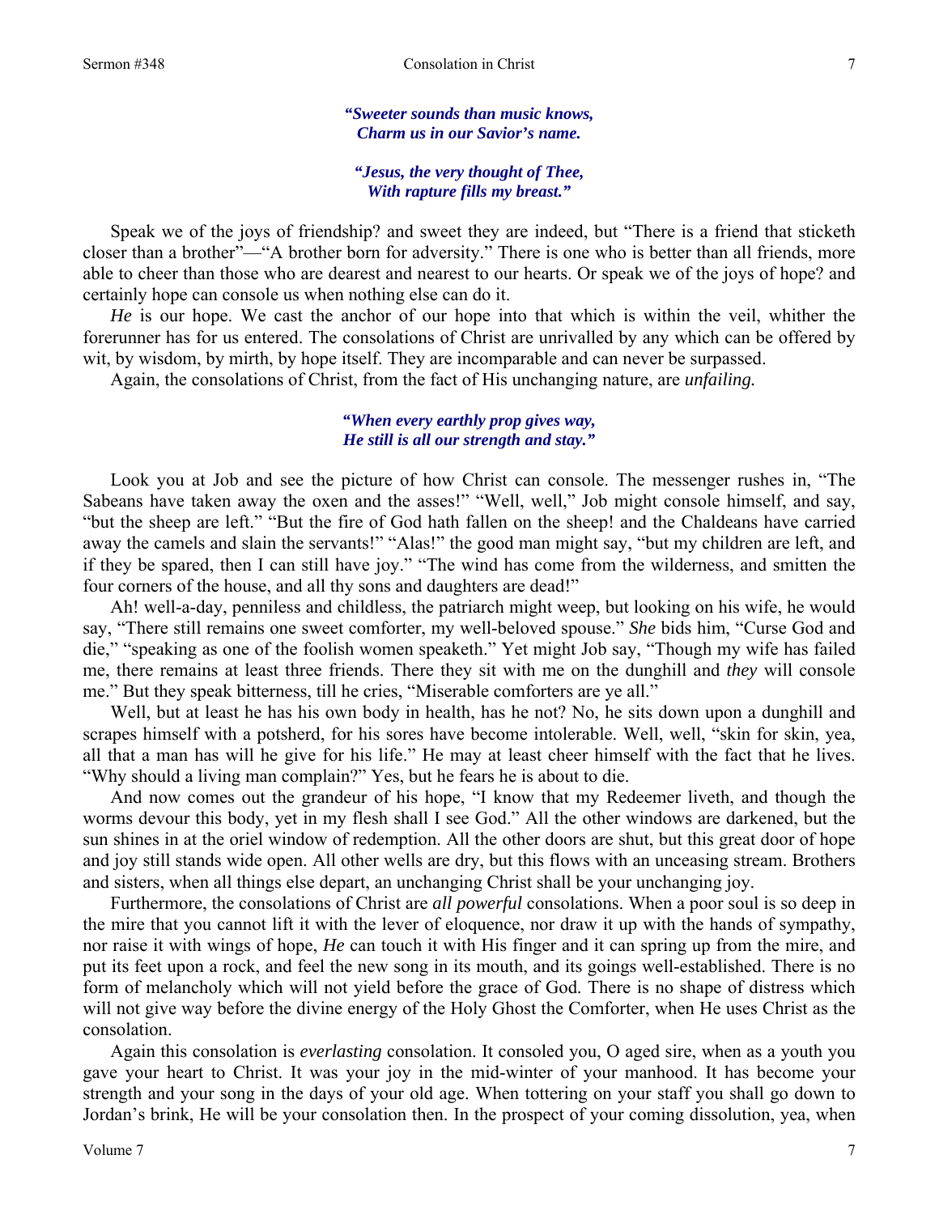***"Sweeter sounds than music knows,***
***Charm us in our Savior's name.***

***"Jesus, the very thought of Thee,***
***With rapture fills my breast."***

Speak we of the joys of friendship? and sweet they are indeed, but "There is a friend that sticketh closer than a brother"—"A brother born for adversity." There is one who is better than all friends, more able to cheer than those who are dearest and nearest to our hearts. Or speak we of the joys of hope? and certainly hope can console us when nothing else can do it.

*He* is our hope. We cast the anchor of our hope into that which is within the veil, whither the forerunner has for us entered. The consolations of Christ are unrivalled by any which can be offered by wit, by wisdom, by mirth, by hope itself. They are incomparable and can never be surpassed.

Again, the consolations of Christ, from the fact of His unchanging nature, are *unfailing.*

***"When every earthly prop gives way,***
***He still is all our strength and stay."***

Look you at Job and see the picture of how Christ can console. The messenger rushes in, "The Sabeans have taken away the oxen and the asses!" "Well, well," Job might console himself, and say, "but the sheep are left." "But the fire of God hath fallen on the sheep! and the Chaldeans have carried away the camels and slain the servants!" "Alas!" the good man might say, "but my children are left, and if they be spared, then I can still have joy." "The wind has come from the wilderness, and smitten the four corners of the house, and all thy sons and daughters are dead!"

Ah! well-a-day, penniless and childless, the patriarch might weep, but looking on his wife, he would say, "There still remains one sweet comforter, my well-beloved spouse." *She* bids him, "Curse God and die," "speaking as one of the foolish women speaketh." Yet might Job say, "Though my wife has failed me, there remains at least three friends. There they sit with me on the dunghill and *they* will console me." But they speak bitterness, till he cries, "Miserable comforters are ye all."

Well, but at least he has his own body in health, has he not? No, he sits down upon a dunghill and scrapes himself with a potsherd, for his sores have become intolerable. Well, well, "skin for skin, yea, all that a man has will he give for his life." He may at least cheer himself with the fact that he lives. "Why should a living man complain?" Yes, but he fears he is about to die.

And now comes out the grandeur of his hope, "I know that my Redeemer liveth, and though the worms devour this body, yet in my flesh shall I see God." All the other windows are darkened, but the sun shines in at the oriel window of redemption. All the other doors are shut, but this great door of hope and joy still stands wide open. All other wells are dry, but this flows with an unceasing stream. Brothers and sisters, when all things else depart, an unchanging Christ shall be your unchanging joy.

Furthermore, the consolations of Christ are *all powerful* consolations. When a poor soul is so deep in the mire that you cannot lift it with the lever of eloquence, nor draw it up with the hands of sympathy, nor raise it with wings of hope, *He* can touch it with His finger and it can spring up from the mire, and put its feet upon a rock, and feel the new song in its mouth, and its goings well-established. There is no form of melancholy which will not yield before the grace of God. There is no shape of distress which will not give way before the divine energy of the Holy Ghost the Comforter, when He uses Christ as the consolation.

Again this consolation is *everlasting* consolation. It consoled you, O aged sire, when as a youth you gave your heart to Christ. It was your joy in the mid-winter of your manhood. It has become your strength and your song in the days of your old age. When tottering on your staff you shall go down to Jordan's brink, He will be your consolation then. In the prospect of your coming dissolution, yea, when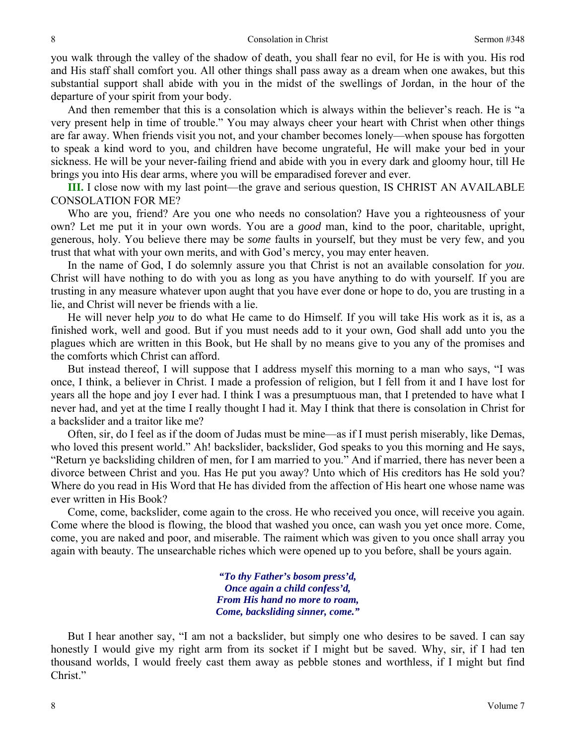you walk through the valley of the shadow of death, you shall fear no evil, for He is with you. His rod and His staff shall comfort you. All other things shall pass away as a dream when one awakes, but this substantial support shall abide with you in the midst of the swellings of Jordan, in the hour of the departure of your spirit from your body.

And then remember that this is a consolation which is always within the believer's reach. He is "a very present help in time of trouble." You may always cheer your heart with Christ when other things are far away. When friends visit you not, and your chamber becomes lonely—when spouse has forgotten to speak a kind word to you, and children have become ungrateful, He will make your bed in your sickness. He will be your never-failing friend and abide with you in every dark and gloomy hour, till He brings you into His dear arms, where you will be emparadised forever and ever.

**III.** I close now with my last point—the grave and serious question, IS CHRIST AN AVAILABLE CONSOLATION FOR ME?

Who are you, friend? Are you one who needs no consolation? Have you a righteousness of your own? Let me put it in your own words. You are a *good* man, kind to the poor, charitable, upright, generous, holy. You believe there may be *some* faults in yourself, but they must be very few, and you trust that what with your own merits, and with God's mercy, you may enter heaven.

In the name of God, I do solemnly assure you that Christ is not an available consolation for *you*. Christ will have nothing to do with you as long as you have anything to do with yourself. If you are trusting in any measure whatever upon aught that you have ever done or hope to do, you are trusting in a lie, and Christ will never be friends with a lie.

He will never help *you* to do what He came to do Himself. If you will take His work as it is, as a finished work, well and good. But if you must needs add to it your own, God shall add unto you the plagues which are written in this Book, but He shall by no means give to you any of the promises and the comforts which Christ can afford.

But instead thereof, I will suppose that I address myself this morning to a man who says, "I was once, I think, a believer in Christ. I made a profession of religion, but I fell from it and I have lost for years all the hope and joy I ever had. I think I was a presumptuous man, that I pretended to have what I never had, and yet at the time I really thought I had it. May I think that there is consolation in Christ for a backslider and a traitor like me?

Often, sir, do I feel as if the doom of Judas must be mine—as if I must perish miserably, like Demas, who loved this present world." Ah! backslider, backslider, God speaks to you this morning and He says, "Return ye backsliding children of men, for I am married to you." And if married, there has never been a divorce between Christ and you. Has He put you away? Unto which of His creditors has He sold you? Where do you read in His Word that He has divided from the affection of His heart one whose name was ever written in His Book?

Come, come, backslider, come again to the cross. He who received you once, will receive you again. Come where the blood is flowing, the blood that washed you once, can wash you yet once more. Come, come, you are naked and poor, and miserable. The raiment which was given to you once shall array you again with beauty. The unsearchable riches which were opened up to you before, shall be yours again.

> ***"To thy Father's bosom press'd,***
> ***Once again a child confess'd,***
> ***From His hand no more to roam,***
> ***Come, backsliding sinner, come."***

But I hear another say, "I am not a backslider, but simply one who desires to be saved. I can say honestly I would give my right arm from its socket if I might but be saved. Why, sir, if I had ten thousand worlds, I would freely cast them away as pebble stones and worthless, if I might but find Christ."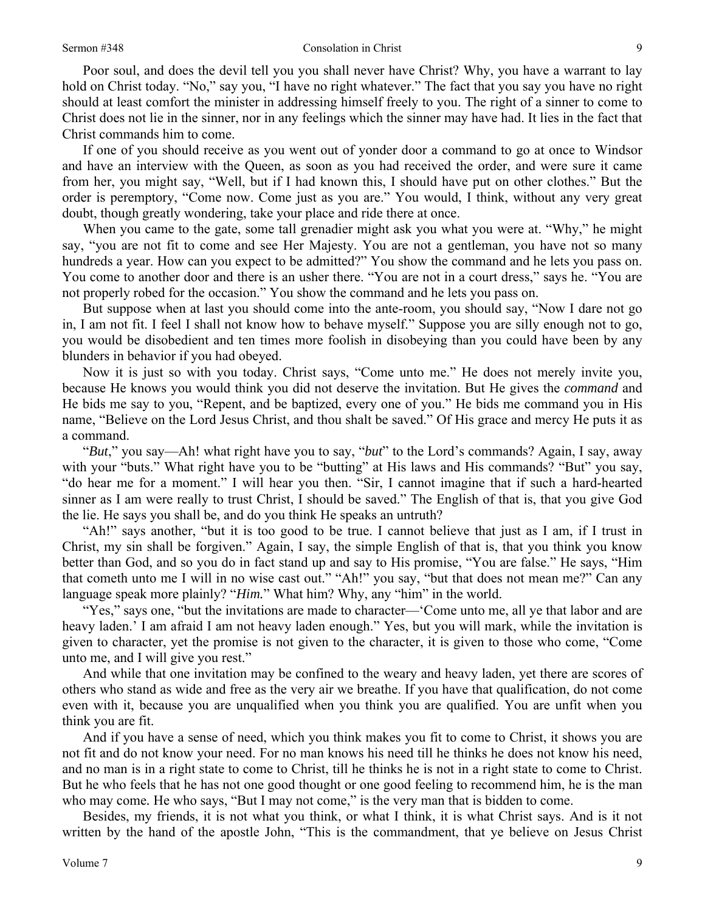Poor soul, and does the devil tell you you shall never have Christ? Why, you have a warrant to lay hold on Christ today. "No," say you, "I have no right whatever." The fact that you say you have no right should at least comfort the minister in addressing himself freely to you. The right of a sinner to come to Christ does not lie in the sinner, nor in any feelings which the sinner may have had. It lies in the fact that Christ commands him to come.

If one of you should receive as you went out of yonder door a command to go at once to Windsor and have an interview with the Queen, as soon as you had received the order, and were sure it came from her, you might say, "Well, but if I had known this, I should have put on other clothes." But the order is peremptory, "Come now. Come just as you are." You would, I think, without any very great doubt, though greatly wondering, take your place and ride there at once.

When you came to the gate, some tall grenadier might ask you what you were at. "Why," he might say, "you are not fit to come and see Her Majesty. You are not a gentleman, you have not so many hundreds a year. How can you expect to be admitted?" You show the command and he lets you pass on. You come to another door and there is an usher there. "You are not in a court dress," says he. "You are not properly robed for the occasion." You show the command and he lets you pass on.

But suppose when at last you should come into the ante-room, you should say, "Now I dare not go in, I am not fit. I feel I shall not know how to behave myself." Suppose you are silly enough not to go, you would be disobedient and ten times more foolish in disobeying than you could have been by any blunders in behavior if you had obeyed.

Now it is just so with you today. Christ says, "Come unto me." He does not merely invite you, because He knows you would think you did not deserve the invitation. But He gives the *command* and He bids me say to you, "Repent, and be baptized, every one of you." He bids me command you in His name, "Believe on the Lord Jesus Christ, and thou shalt be saved." Of His grace and mercy He puts it as a command.

"*But*," you say—Ah! what right have you to say, "*but*" to the Lord's commands? Again, I say, away with your "buts." What right have you to be "butting" at His laws and His commands? "But" you say, "do hear me for a moment." I will hear you then. "Sir, I cannot imagine that if such a hard-hearted sinner as I am were really to trust Christ, I should be saved." The English of that is, that you give God the lie. He says you shall be, and do you think He speaks an untruth?

"Ah!" says another, "but it is too good to be true. I cannot believe that just as I am, if I trust in Christ, my sin shall be forgiven." Again, I say, the simple English of that is, that you think you know better than God, and so you do in fact stand up and say to His promise, "You are false." He says, "Him that cometh unto me I will in no wise cast out." "Ah!" you say, "but that does not mean me?" Can any language speak more plainly? "*Him.*" What him? Why, any "him" in the world.

"Yes," says one, "but the invitations are made to character—'Come unto me, all ye that labor and are heavy laden.' I am afraid I am not heavy laden enough." Yes, but you will mark, while the invitation is given to character, yet the promise is not given to the character, it is given to those who come, "Come unto me, and I will give you rest."

And while that one invitation may be confined to the weary and heavy laden, yet there are scores of others who stand as wide and free as the very air we breathe. If you have that qualification, do not come even with it, because you are unqualified when you think you are qualified. You are unfit when you think you are fit.

And if you have a sense of need, which you think makes you fit to come to Christ, it shows you are not fit and do not know your need. For no man knows his need till he thinks he does not know his need, and no man is in a right state to come to Christ, till he thinks he is not in a right state to come to Christ. But he who feels that he has not one good thought or one good feeling to recommend him, he is the man who may come. He who says, "But I may not come," is the very man that is bidden to come.

Besides, my friends, it is not what you think, or what I think, it is what Christ says. And is it not written by the hand of the apostle John, "This is the commandment, that ye believe on Jesus Christ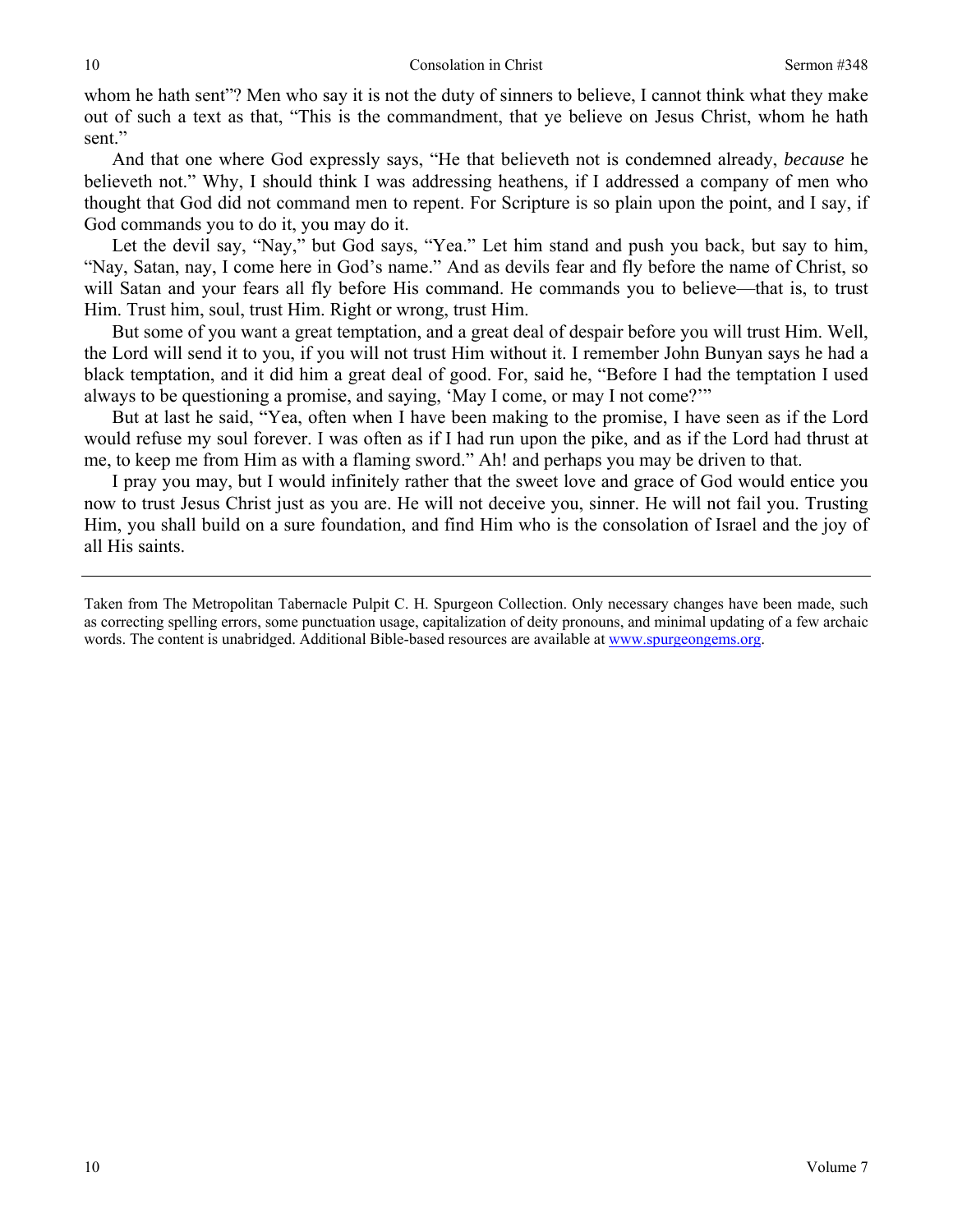whom he hath sent"? Men who say it is not the duty of sinners to believe, I cannot think what they make out of such a text as that, "This is the commandment, that ye believe on Jesus Christ, whom he hath sent."

And that one where God expressly says, "He that believeth not is condemned already, *because* he believeth not." Why, I should think I was addressing heathens, if I addressed a company of men who thought that God did not command men to repent. For Scripture is so plain upon the point, and I say, if God commands you to do it, you may do it.

Let the devil say, "Nay," but God says, "Yea." Let him stand and push you back, but say to him, "Nay, Satan, nay, I come here in God's name." And as devils fear and fly before the name of Christ, so will Satan and your fears all fly before His command. He commands you to believe—that is, to trust Him. Trust him, soul, trust Him. Right or wrong, trust Him.

But some of you want a great temptation, and a great deal of despair before you will trust Him. Well, the Lord will send it to you, if you will not trust Him without it. I remember John Bunyan says he had a black temptation, and it did him a great deal of good. For, said he, "Before I had the temptation I used always to be questioning a promise, and saying, 'May I come, or may I not come?'"

But at last he said, "Yea, often when I have been making to the promise, I have seen as if the Lord would refuse my soul forever. I was often as if I had run upon the pike, and as if the Lord had thrust at me, to keep me from Him as with a flaming sword." Ah! and perhaps you may be driven to that.

I pray you may, but I would infinitely rather that the sweet love and grace of God would entice you now to trust Jesus Christ just as you are. He will not deceive you, sinner. He will not fail you. Trusting Him, you shall build on a sure foundation, and find Him who is the consolation of Israel and the joy of all His saints.

---

Taken from The Metropolitan Tabernacle Pulpit C. H. Spurgeon Collection. Only necessary changes have been made, such as correcting spelling errors, some punctuation usage, capitalization of deity pronouns, and minimal updating of a few archaic words. The content is unabridged. Additional Bible-based resources are available at www.spurgeongems.org.